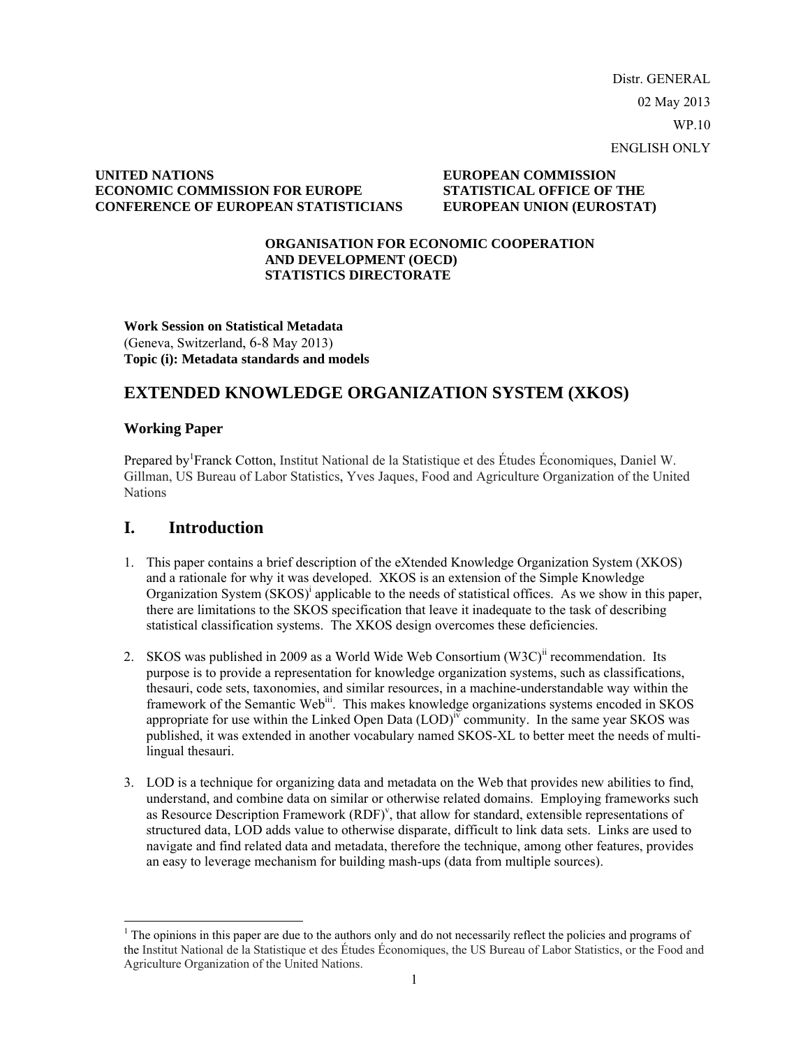Distr. GENERAL

02 May 2013

WP.10

ENGLISH ONLY

**UNITED NATIONS
ECONOMIC COMMISSION FOR EUROPE
CONFERENCE OF EUROPEAN STATISTICIANS**

**EUROPEAN COMMISSION
STATISTICAL OFFICE OF THE
EUROPEAN UNION (EUROSTAT)**

**ORGANISATION FOR ECONOMIC COOPERATION
AND DEVELOPMENT (OECD)
STATISTICS DIRECTORATE**

**Work Session on Statistical Metadata**
(Geneva, Switzerland, 6-8 May 2013)
**Topic (i): Metadata standards and models**

# EXTENDED KNOWLEDGE ORGANIZATION SYSTEM (XKOS)

### Working Paper

Prepared by[1]Franck Cotton, Institut National de la Statistique et des Études Économiques, Daniel W. Gillman, US Bureau of Labor Statistics, Yves Jaques, Food and Agriculture Organization of the United Nations

## I. Introduction

1. This paper contains a brief description of the eXtended Knowledge Organization System (XKOS) and a rationale for why it was developed. XKOS is an extension of the Simple Knowledge Organization System (SKOS)[i] applicable to the needs of statistical offices. As we show in this paper, there are limitations to the SKOS specification that leave it inadequate to the task of describing statistical classification systems. The XKOS design overcomes these deficiencies.

2. SKOS was published in 2009 as a World Wide Web Consortium (W3C)[ii] recommendation. Its purpose is to provide a representation for knowledge organization systems, such as classifications, thesauri, code sets, taxonomies, and similar resources, in a machine-understandable way within the framework of the Semantic Web[iii]. This makes knowledge organizations systems encoded in SKOS appropriate for use within the Linked Open Data (LOD)[iv] community. In the same year SKOS was published, it was extended in another vocabulary named SKOS-XL to better meet the needs of multi-lingual thesauri.

3. LOD is a technique for organizing data and metadata on the Web that provides new abilities to find, understand, and combine data on similar or otherwise related domains. Employing frameworks such as Resource Description Framework (RDF)[v], that allow for standard, extensible representations of structured data, LOD adds value to otherwise disparate, difficult to link data sets. Links are used to navigate and find related data and metadata, therefore the technique, among other features, provides an easy to leverage mechanism for building mash-ups (data from multiple sources).

[1] The opinions in this paper are due to the authors only and do not necessarily reflect the policies and programs of the Institut National de la Statistique et des Études Économiques, the US Bureau of Labor Statistics, or the Food and Agriculture Organization of the United Nations.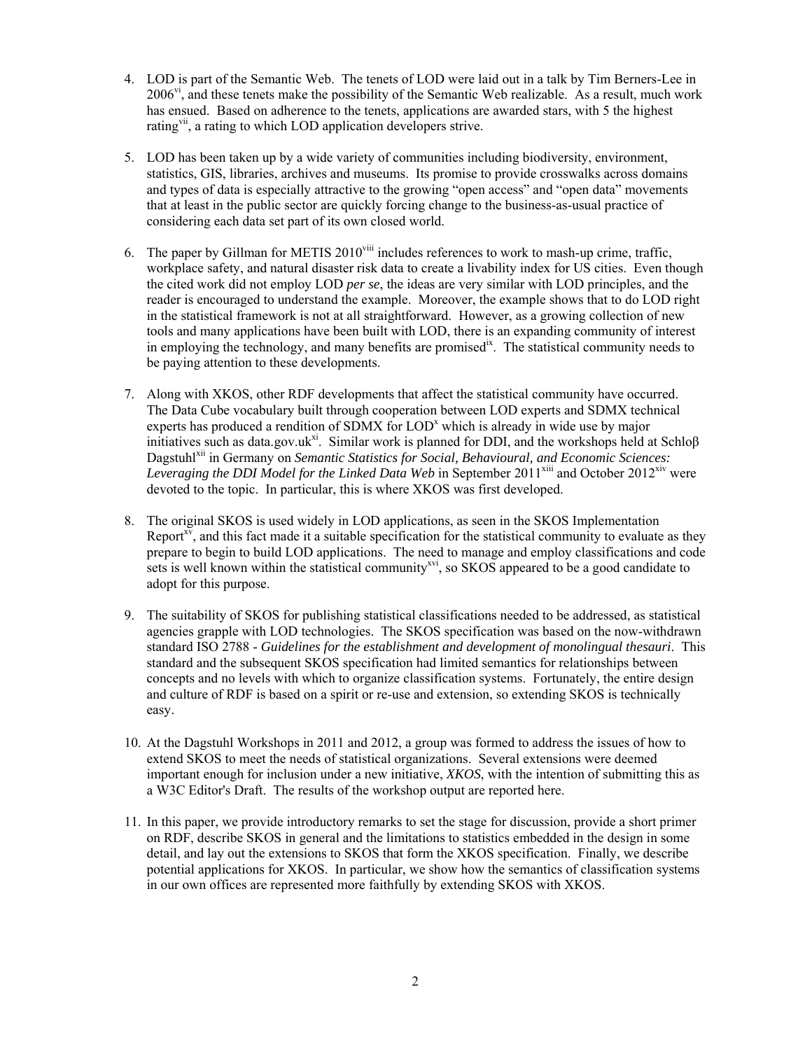4. LOD is part of the Semantic Web. The tenets of LOD were laid out in a talk by Tim Berners-Lee in 2006[vi], and these tenets make the possibility of the Semantic Web realizable. As a result, much work has ensued. Based on adherence to the tenets, applications are awarded stars, with 5 the highest rating[vii], a rating to which LOD application developers strive.

5. LOD has been taken up by a wide variety of communities including biodiversity, environment, statistics, GIS, libraries, archives and museums. Its promise to provide crosswalks across domains and types of data is especially attractive to the growing "open access" and "open data" movements that at least in the public sector are quickly forcing change to the business-as-usual practice of considering each data set part of its own closed world.

6. The paper by Gillman for METIS 2010[viii] includes references to work to mash-up crime, traffic, workplace safety, and natural disaster risk data to create a livability index for US cities. Even though the cited work did not employ LOD *per se*, the ideas are very similar with LOD principles, and the reader is encouraged to understand the example. Moreover, the example shows that to do LOD right in the statistical framework is not at all straightforward. However, as a growing collection of new tools and many applications have been built with LOD, there is an expanding community of interest in employing the technology, and many benefits are promised[ix]. The statistical community needs to be paying attention to these developments.

7. Along with XKOS, other RDF developments that affect the statistical community have occurred. The Data Cube vocabulary built through cooperation between LOD experts and SDMX technical experts has produced a rendition of SDMX for LOD[x] which is already in wide use by major initiatives such as data.gov.uk[xi]. Similar work is planned for DDI, and the workshops held at Schloβ Dagstuhl[xii] in Germany on *Semantic Statistics for Social, Behavioural, and Economic Sciences: Leveraging the DDI Model for the Linked Data Web* in September 2011[xiii] and October 2012[xiv] were devoted to the topic. In particular, this is where XKOS was first developed.

8. The original SKOS is used widely in LOD applications, as seen in the SKOS Implementation Report[xv], and this fact made it a suitable specification for the statistical community to evaluate as they prepare to begin to build LOD applications. The need to manage and employ classifications and code sets is well known within the statistical community[xvi], so SKOS appeared to be a good candidate to adopt for this purpose.

9. The suitability of SKOS for publishing statistical classifications needed to be addressed, as statistical agencies grapple with LOD technologies. The SKOS specification was based on the now-withdrawn standard ISO 2788 - *Guidelines for the establishment and development of monolingual thesauri*. This standard and the subsequent SKOS specification had limited semantics for relationships between concepts and no levels with which to organize classification systems. Fortunately, the entire design and culture of RDF is based on a spirit or re-use and extension, so extending SKOS is technically easy.

10. At the Dagstuhl Workshops in 2011 and 2012, a group was formed to address the issues of how to extend SKOS to meet the needs of statistical organizations. Several extensions were deemed important enough for inclusion under a new initiative, *XKOS*, with the intention of submitting this as a W3C Editor's Draft. The results of the workshop output are reported here.

11. In this paper, we provide introductory remarks to set the stage for discussion, provide a short primer on RDF, describe SKOS in general and the limitations to statistics embedded in the design in some detail, and lay out the extensions to SKOS that form the XKOS specification. Finally, we describe potential applications for XKOS. In particular, we show how the semantics of classification systems in our own offices are represented more faithfully by extending SKOS with XKOS.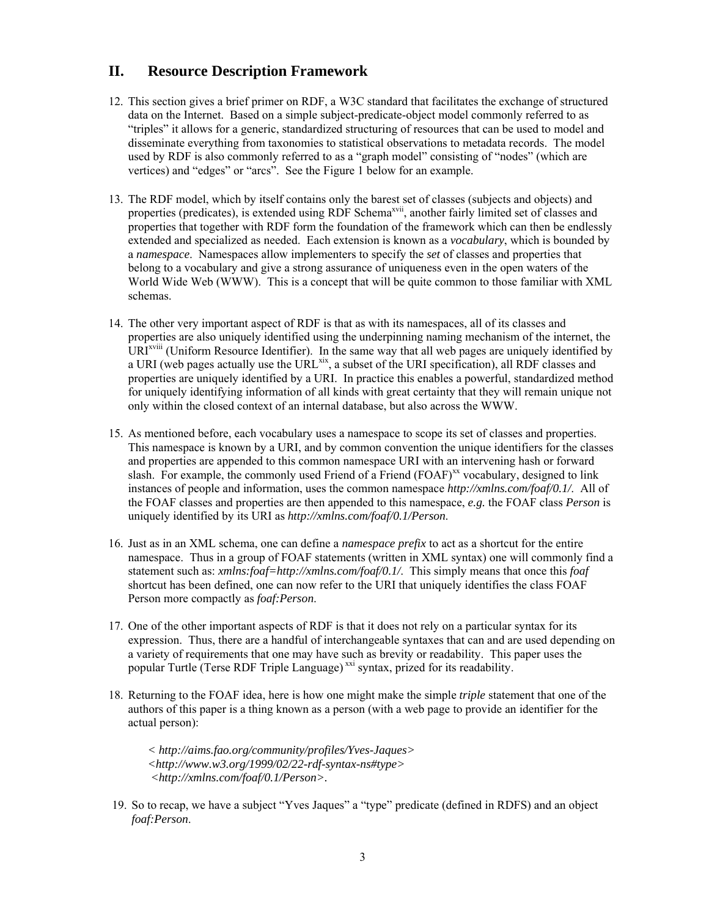## II. Resource Description Framework

12. This section gives a brief primer on RDF, a W3C standard that facilitates the exchange of structured data on the Internet. Based on a simple subject-predicate-object model commonly referred to as "triples" it allows for a generic, standardized structuring of resources that can be used to model and disseminate everything from taxonomies to statistical observations to metadata records. The model used by RDF is also commonly referred to as a "graph model" consisting of "nodes" (which are vertices) and "edges" or "arcs". See the Figure 1 below for an example.

13. The RDF model, which by itself contains only the barest set of classes (subjects and objects) and properties (predicates), is extended using RDF Schema[xvii], another fairly limited set of classes and properties that together with RDF form the foundation of the framework which can then be endlessly extended and specialized as needed. Each extension is known as a *vocabulary*, which is bounded by a *namespace*. Namespaces allow implementers to specify the *set* of classes and properties that belong to a vocabulary and give a strong assurance of uniqueness even in the open waters of the World Wide Web (WWW). This is a concept that will be quite common to those familiar with XML schemas.

14. The other very important aspect of RDF is that as with its namespaces, all of its classes and properties are also uniquely identified using the underpinning naming mechanism of the internet, the URI[xviii] (Uniform Resource Identifier). In the same way that all web pages are uniquely identified by a URI (web pages actually use the URL[xix], a subset of the URI specification), all RDF classes and properties are uniquely identified by a URI. In practice this enables a powerful, standardized method for uniquely identifying information of all kinds with great certainty that they will remain unique not only within the closed context of an internal database, but also across the WWW.

15. As mentioned before, each vocabulary uses a namespace to scope its set of classes and properties. This namespace is known by a URI, and by common convention the unique identifiers for the classes and properties are appended to this common namespace URI with an intervening hash or forward slash. For example, the commonly used Friend of a Friend (FOAF)[xx] vocabulary, designed to link instances of people and information, uses the common namespace *http://xmlns.com/foaf/0.1/*. All of the FOAF classes and properties are then appended to this namespace, *e.g.* the FOAF class *Person* is uniquely identified by its URI as *http://xmlns.com/foaf/0.1/Person*.

16. Just as in an XML schema, one can define a *namespace prefix* to act as a shortcut for the entire namespace. Thus in a group of FOAF statements (written in XML syntax) one will commonly find a statement such as: *xmlns:foaf=http://xmlns.com/foaf/0.1/*. This simply means that once this *foaf* shortcut has been defined, one can now refer to the URI that uniquely identifies the class FOAF Person more compactly as *foaf:Person*.

17. One of the other important aspects of RDF is that it does not rely on a particular syntax for its expression. Thus, there are a handful of interchangeable syntaxes that can and are used depending on a variety of requirements that one may have such as brevity or readability. This paper uses the popular Turtle (Terse RDF Triple Language)[xxi] syntax, prized for its readability.

18. Returning to the FOAF idea, here is how one might make the simple *triple* statement that one of the authors of this paper is a thing known as a person (with a web page to provide an identifier for the actual person):

    *< http://aims.fao.org/community/profiles/Yves-Jaques>*
    *<http://www.w3.org/1999/02/22-rdf-syntax-ns#type>*
    *<http://xmlns.com/foaf/0.1/Person>*.

19. So to recap, we have a subject "Yves Jaques" a "type" predicate (defined in RDFS) and an object *foaf:Person*.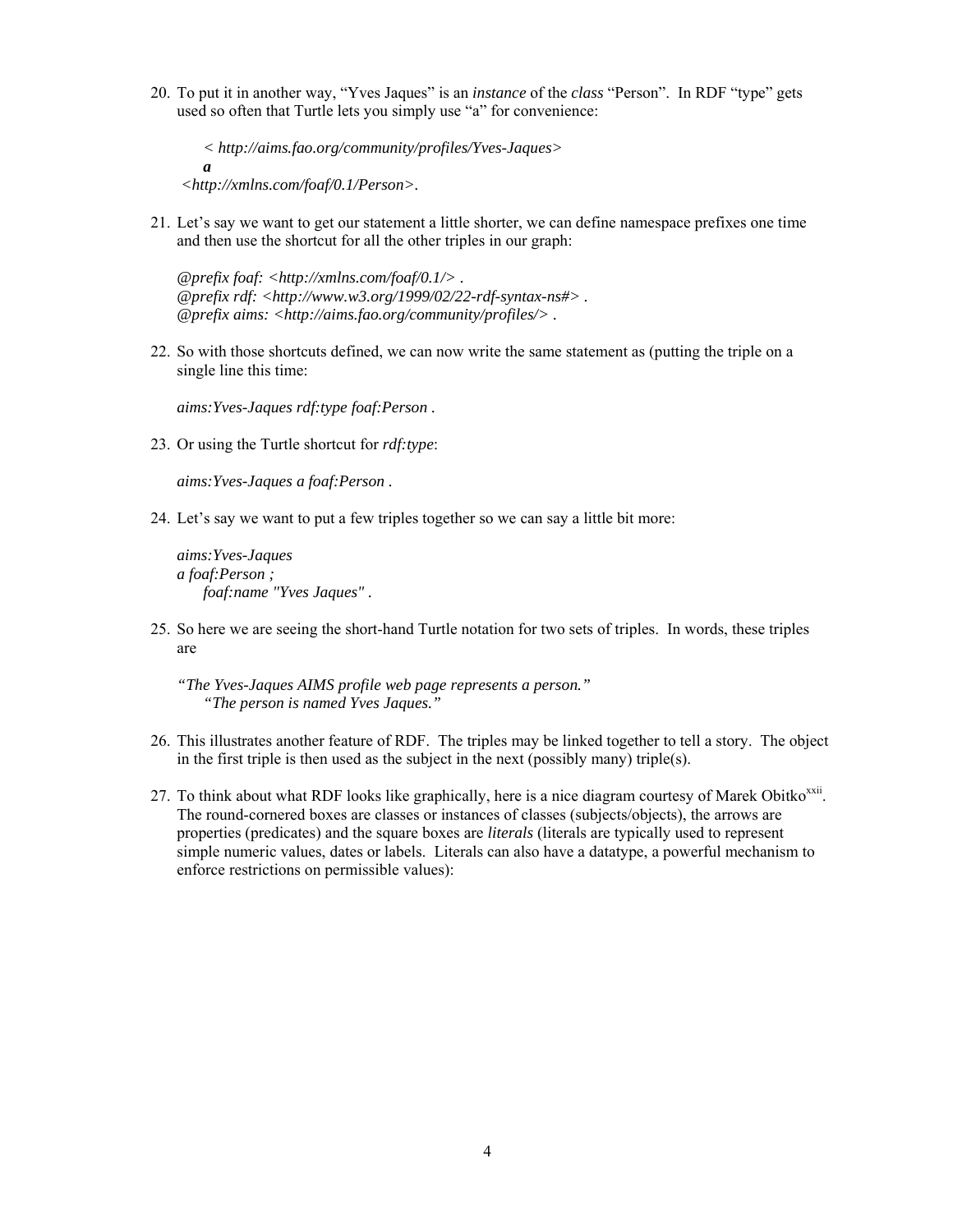20. To put it in another way, "Yves Jaques" is an *instance* of the *class* "Person". In RDF "type" gets used so often that Turtle lets you simply use "a" for convenience:

    *< http://aims.fao.org/community/profiles/Yves-Jaques>*
    ***a***
    *<http://xmlns.com/foaf/0.1/Person>*.

21. Let's say we want to get our statement a little shorter, we can define namespace prefixes one time and then use the shortcut for all the other triples in our graph:

    *@prefix foaf: <http://xmlns.com/foaf/0.1/> .*
    *@prefix rdf: <http://www.w3.org/1999/02/22-rdf-syntax-ns#> .*
    *@prefix aims: <http://aims.fao.org/community/profiles/> .*

22. So with those shortcuts defined, we can now write the same statement as (putting the triple on a single line this time:

    *aims:Yves-Jaques rdf:type foaf:Person .*

23. Or using the Turtle shortcut for *rdf:type*:

    *aims:Yves-Jaques a foaf:Person .*

24. Let's say we want to put a few triples together so we can say a little bit more:

    *aims:Yves-Jaques*
    *a foaf:Person ;*
    *foaf:name "Yves Jaques" .*

25. So here we are seeing the short-hand Turtle notation for two sets of triples. In words, these triples are

    *"The Yves-Jaques AIMS profile web page represents a person."*
    *"The person is named Yves Jaques."*

26. This illustrates another feature of RDF. The triples may be linked together to tell a story. The object in the first triple is then used as the subject in the next (possibly many) triple(s).

27. To think about what RDF looks like graphically, here is a nice diagram courtesy of Marek Obitko[xxii]. The round-cornered boxes are classes or instances of classes (subjects/objects), the arrows are properties (predicates) and the square boxes are *literals* (literals are typically used to represent simple numeric values, dates or labels. Literals can also have a datatype, a powerful mechanism to enforce restrictions on permissible values):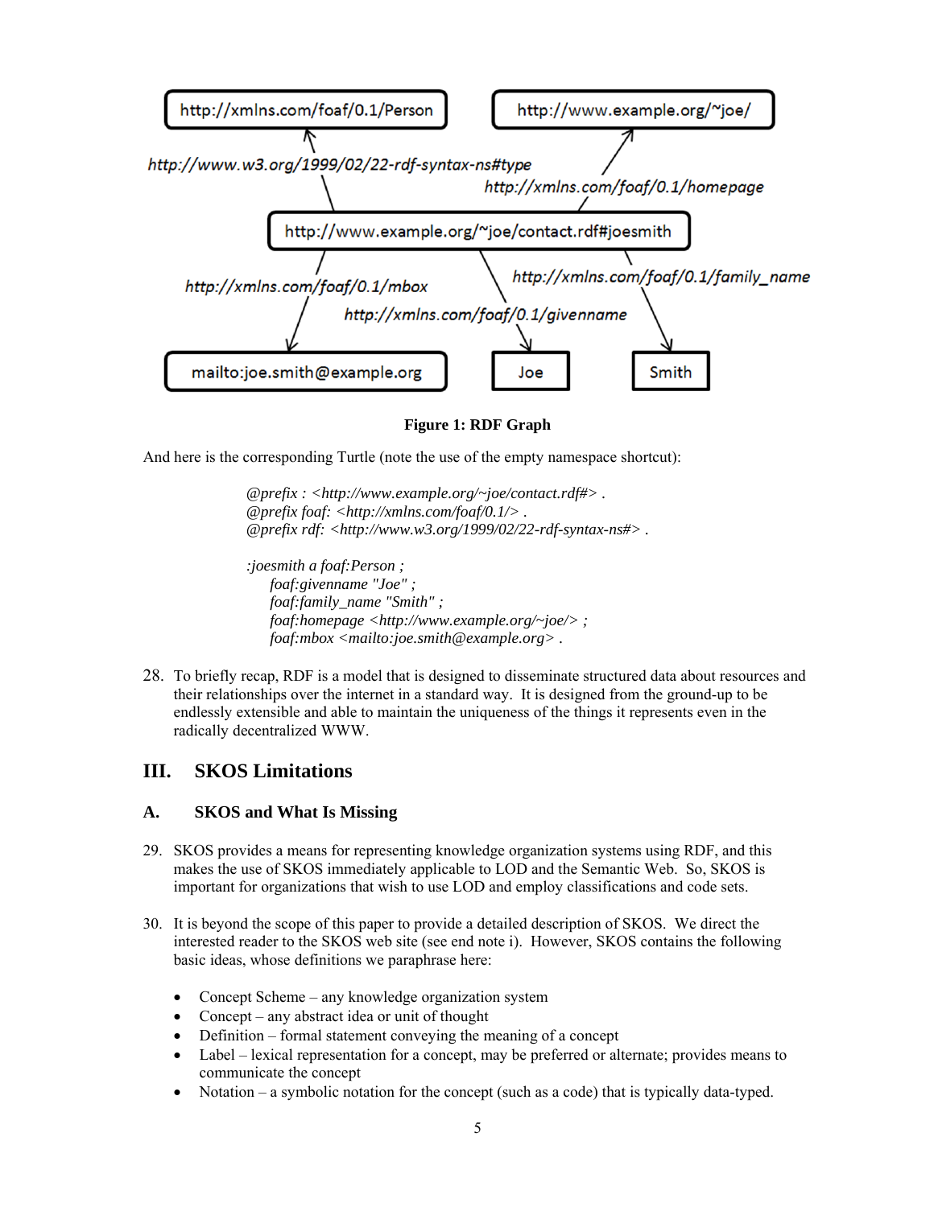http://xmlns.com/foaf/0.1/Person

http://www.example.org/~joe/

http://www.w3.org/1999/02/22-rdf-syntax-ns#type

http://xmlns.com/foaf/0.1/homepage

http://www.example.org/~joe/contact.rdf#joesmith

http://xmlns.com/foaf/0.1/mbox

http://xmlns.com/foaf/0.1/family_name

http://xmlns.com/foaf/0.1/givenname

mailto:joe.smith@example.org

Joe

Smith

**Figure 1: RDF Graph**

And here is the corresponding Turtle (note the use of the empty namespace shortcut):

```
@prefix : <http://www.example.org/~joe/contact.rdf#> .
@prefix foaf: <http://xmlns.com/foaf/0.1/> .
@prefix rdf: <http://www.w3.org/1999/02/22-rdf-syntax-ns#> .

:joesmith a foaf:Person ;
    foaf:givenname "Joe" ;
    foaf:family_name "Smith" ;
    foaf:homepage <http://www.example.org/~joe/> ;
    foaf:mbox <mailto:joe.smith@example.org> .
```

28. To briefly recap, RDF is a model that is designed to disseminate structured data about resources and their relationships over the internet in a standard way. It is designed from the ground-up to be endlessly extensible and able to maintain the uniqueness of the things it represents even in the radically decentralized WWW.

## III. SKOS Limitations

### A. SKOS and What Is Missing

29. SKOS provides a means for representing knowledge organization systems using RDF, and this makes the use of SKOS immediately applicable to LOD and the Semantic Web. So, SKOS is important for organizations that wish to use LOD and employ classifications and code sets.

30. It is beyond the scope of this paper to provide a detailed description of SKOS. We direct the interested reader to the SKOS web site (see end note i). However, SKOS contains the following basic ideas, whose definitions we paraphrase here:

- Concept Scheme – any knowledge organization system
- Concept – any abstract idea or unit of thought
- Definition – formal statement conveying the meaning of a concept
- Label – lexical representation for a concept, may be preferred or alternate; provides means to communicate the concept
- Notation – a symbolic notation for the concept (such as a code) that is typically data-typed.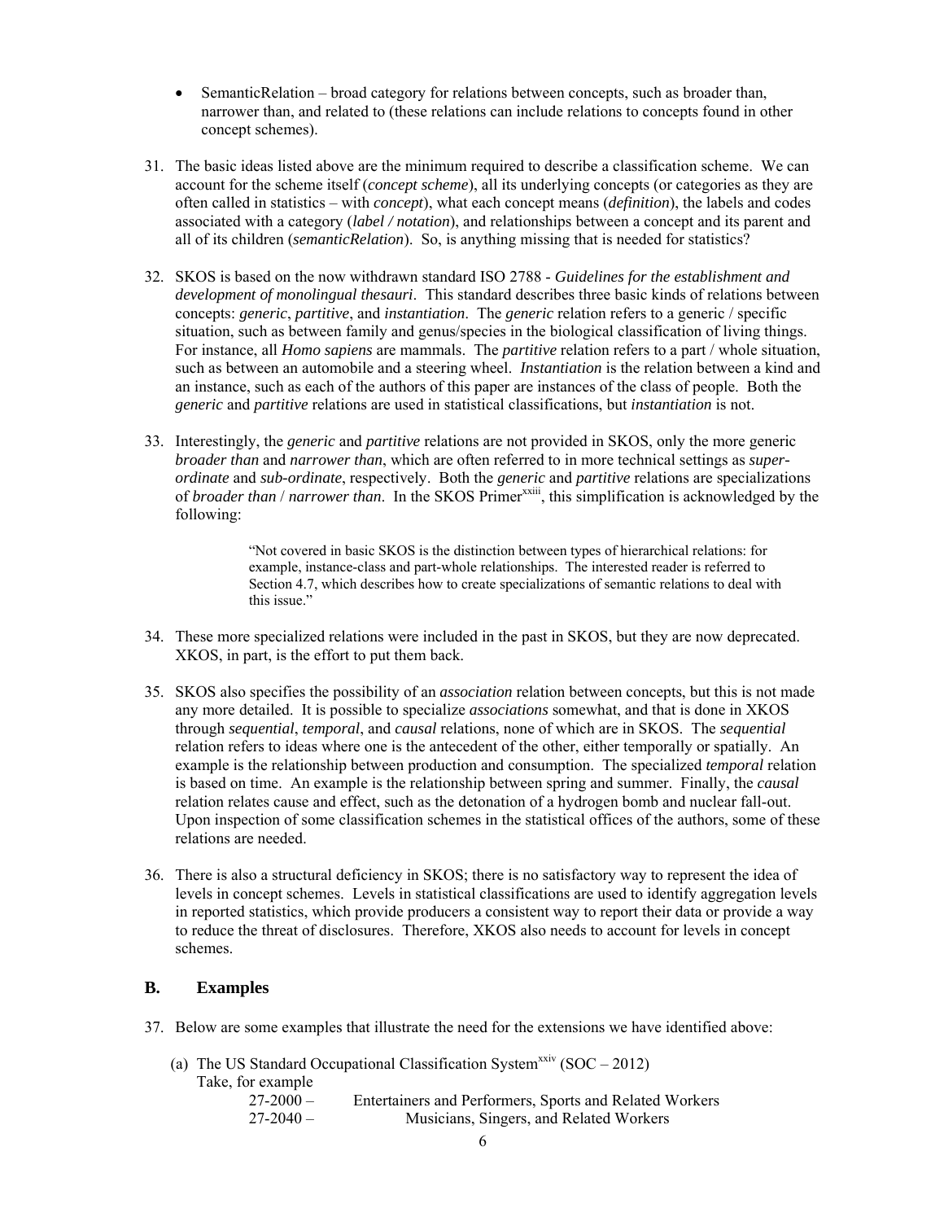- SemanticRelation – broad category for relations between concepts, such as broader than, narrower than, and related to (these relations can include relations to concepts found in other concept schemes).

31. The basic ideas listed above are the minimum required to describe a classification scheme. We can account for the scheme itself (*concept scheme*), all its underlying concepts (or categories as they are often called in statistics – with *concept*), what each concept means (*definition*), the labels and codes associated with a category (*label / notation*), and relationships between a concept and its parent and all of its children (*semanticRelation*). So, is anything missing that is needed for statistics?

32. SKOS is based on the now withdrawn standard ISO 2788 - *Guidelines for the establishment and development of monolingual thesauri*. This standard describes three basic kinds of relations between concepts: *generic*, *partitive*, and *instantiation*. The *generic* relation refers to a generic / specific situation, such as between family and genus/species in the biological classification of living things. For instance, all *Homo sapiens* are mammals. The *partitive* relation refers to a part / whole situation, such as between an automobile and a steering wheel. *Instantiation* is the relation between a kind and an instance, such as each of the authors of this paper are instances of the class of people. Both the *generic* and *partitive* relations are used in statistical classifications, but *instantiation* is not.

33. Interestingly, the *generic* and *partitive* relations are not provided in SKOS, only the more generic *broader than* and *narrower than*, which are often referred to in more technical settings as *super-ordinate* and *sub-ordinate*, respectively. Both the *generic* and *partitive* relations are specializations of *broader than* / *narrower than*. In the SKOS Primer[xxiii], this simplification is acknowledged by the following:

> "Not covered in basic SKOS is the distinction between types of hierarchical relations: for example, instance-class and part-whole relationships. The interested reader is referred to Section 4.7, which describes how to create specializations of semantic relations to deal with this issue."

34. These more specialized relations were included in the past in SKOS, but they are now deprecated. XKOS, in part, is the effort to put them back.

35. SKOS also specifies the possibility of an *association* relation between concepts, but this is not made any more detailed. It is possible to specialize *associations* somewhat, and that is done in XKOS through *sequential*, *temporal*, and *causal* relations, none of which are in SKOS. The *sequential* relation refers to ideas where one is the antecedent of the other, either temporally or spatially. An example is the relationship between production and consumption. The specialized *temporal* relation is based on time. An example is the relationship between spring and summer. Finally, the *causal* relation relates cause and effect, such as the detonation of a hydrogen bomb and nuclear fall-out. Upon inspection of some classification schemes in the statistical offices of the authors, some of these relations are needed.

36. There is also a structural deficiency in SKOS; there is no satisfactory way to represent the idea of levels in concept schemes. Levels in statistical classifications are used to identify aggregation levels in reported statistics, which provide producers a consistent way to report their data or provide a way to reduce the threat of disclosures. Therefore, XKOS also needs to account for levels in concept schemes.

## B. Examples

37. Below are some examples that illustrate the need for the extensions we have identified above:

(a) The US Standard Occupational Classification System[xxiv] (SOC – 2012)
Take, for example

27-2000 – Entertainers and Performers, Sports and Related Workers
27-2040 – Musicians, Singers, and Related Workers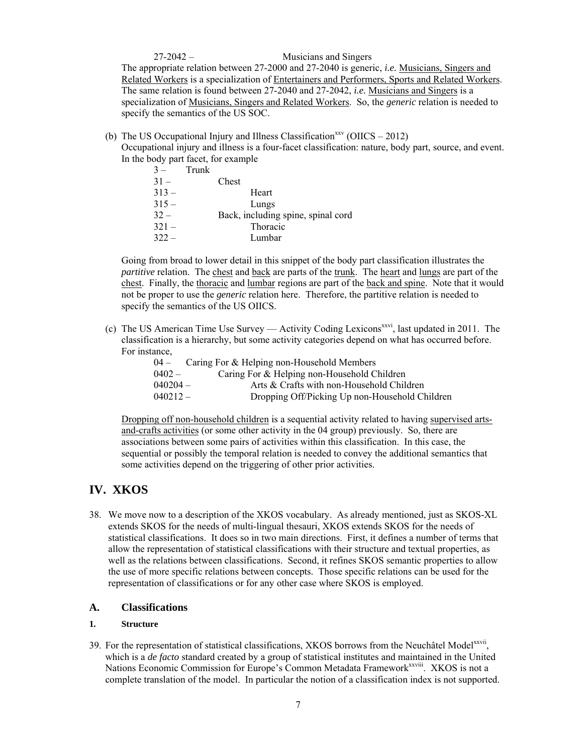27-2042 – Musicians and Singers

The appropriate relation between 27-2000 and 27-2040 is generic, *i.e.* Musicians, Singers and Related Workers is a specialization of Entertainers and Performers, Sports and Related Workers. The same relation is found between 27-2040 and 27-2042, *i.e.* Musicians and Singers is a specialization of Musicians, Singers and Related Workers. So, the *generic* relation is needed to specify the semantics of the US SOC.

(b) The US Occupational Injury and Illness Classification[xxv] (OIICS – 2012)
Occupational injury and illness is a four-facet classification: nature, body part, source, and event. In the body part facet, for example

| | |
|---|---|
| 3 – | Trunk |
| 31 – | Chest |
| 313 – | Heart |
| 315 – | Lungs |
| 32 – | Back, including spine, spinal cord |
| 321 – | Thoracic |
| 322 – | Lumbar |

Going from broad to lower detail in this snippet of the body part classification illustrates the *partitive* relation. The chest and back are parts of the trunk. The heart and lungs are part of the chest. Finally, the thoracic and lumbar regions are part of the back and spine. Note that it would not be proper to use the *generic* relation here. Therefore, the partitive relation is needed to specify the semantics of the US OIICS.

(c) The US American Time Use Survey — Activity Coding Lexicons[xxvi], last updated in 2011. The classification is a hierarchy, but some activity categories depend on what has occurred before. For instance,

| | |
|---|---|
| 04 – | Caring For & Helping non-Household Members |
| 0402 – | Caring For & Helping non-Household Children |
| 040204 – | Arts & Crafts with non-Household Children |
| 040212 – | Dropping Off/Picking Up non-Household Children |

Dropping off non-household children is a sequential activity related to having supervised arts-and-crafts activities (or some other activity in the 04 group) previously. So, there are associations between some pairs of activities within this classification. In this case, the sequential or possibly the temporal relation is needed to convey the additional semantics that some activities depend on the triggering of other prior activities.

# IV. XKOS

38. We move now to a description of the XKOS vocabulary. As already mentioned, just as SKOS-XL extends SKOS for the needs of multi-lingual thesauri, XKOS extends SKOS for the needs of statistical classifications. It does so in two main directions. First, it defines a number of terms that allow the representation of statistical classifications with their structure and textual properties, as well as the relations between classifications. Second, it refines SKOS semantic properties to allow the use of more specific relations between concepts. Those specific relations can be used for the representation of classifications or for any other case where SKOS is employed.

## A. Classifications

### 1. Structure

39. For the representation of statistical classifications, XKOS borrows from the Neuchâtel Model[xxvii], which is a *de facto* standard created by a group of statistical institutes and maintained in the United Nations Economic Commission for Europe's Common Metadata Framework[xxviii]. XKOS is not a complete translation of the model. In particular the notion of a classification index is not supported.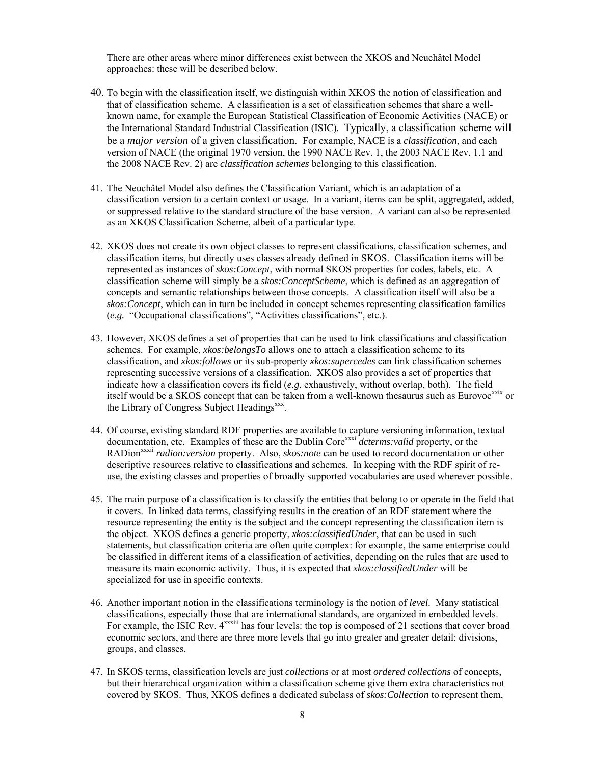There are other areas where minor differences exist between the XKOS and Neuchâtel Model approaches: these will be described below.

40. To begin with the classification itself, we distinguish within XKOS the notion of classification and that of classification scheme. A classification is a set of classification schemes that share a well-known name, for example the European Statistical Classification of Economic Activities (NACE) or the International Standard Industrial Classification (ISIC). Typically, a classification scheme will be a *major version* of a given classification. For example, NACE is a *classification*, and each version of NACE (the original 1970 version, the 1990 NACE Rev. 1, the 2003 NACE Rev. 1.1 and the 2008 NACE Rev. 2) are *classification schemes* belonging to this classification.

41. The Neuchâtel Model also defines the Classification Variant, which is an adaptation of a classification version to a certain context or usage. In a variant, items can be split, aggregated, added, or suppressed relative to the standard structure of the base version. A variant can also be represented as an XKOS Classification Scheme, albeit of a particular type.

42. XKOS does not create its own object classes to represent classifications, classification schemes, and classification items, but directly uses classes already defined in SKOS. Classification items will be represented as instances of *skos:Concept*, with normal SKOS properties for codes, labels, etc. A classification scheme will simply be a *skos:ConceptScheme*, which is defined as an aggregation of concepts and semantic relationships between those concepts. A classification itself will also be a *skos:Concept*, which can in turn be included in concept schemes representing classification families (*e.g.* "Occupational classifications", "Activities classifications", etc.).

43. However, XKOS defines a set of properties that can be used to link classifications and classification schemes. For example, *xkos:belongsTo* allows one to attach a classification scheme to its classification, and *xkos:follows* or its sub-property *xkos:supercedes* can link classification schemes representing successive versions of a classification. XKOS also provides a set of properties that indicate how a classification covers its field (*e.g.* exhaustively, without overlap, both). The field itself would be a SKOS concept that can be taken from a well-known thesaurus such as Eurovoc[xxix] or the Library of Congress Subject Headings[xxx].

44. Of course, existing standard RDF properties are available to capture versioning information, textual documentation, etc. Examples of these are the Dublin Core[xxxi] *dcterms:valid* property, or the RADion[xxxii] *radion:version* property. Also, *skos:note* can be used to record documentation or other descriptive resources relative to classifications and schemes. In keeping with the RDF spirit of re-use, the existing classes and properties of broadly supported vocabularies are used wherever possible.

45. The main purpose of a classification is to classify the entities that belong to or operate in the field that it covers. In linked data terms, classifying results in the creation of an RDF statement where the resource representing the entity is the subject and the concept representing the classification item is the object. XKOS defines a generic property, *xkos:classifiedUnder*, that can be used in such statements, but classification criteria are often quite complex: for example, the same enterprise could be classified in different items of a classification of activities, depending on the rules that are used to measure its main economic activity. Thus, it is expected that *xkos:classifiedUnder* will be specialized for use in specific contexts.

46. Another important notion in the classifications terminology is the notion of *level*. Many statistical classifications, especially those that are international standards, are organized in embedded levels. For example, the ISIC Rev. 4[xxxiii] has four levels: the top is composed of 21 sections that cover broad economic sectors, and there are three more levels that go into greater and greater detail: divisions, groups, and classes.

47. In SKOS terms, classification levels are just *collections* or at most *ordered collections* of concepts, but their hierarchical organization within a classification scheme give them extra characteristics not covered by SKOS. Thus, XKOS defines a dedicated subclass of *skos:Collection* to represent them,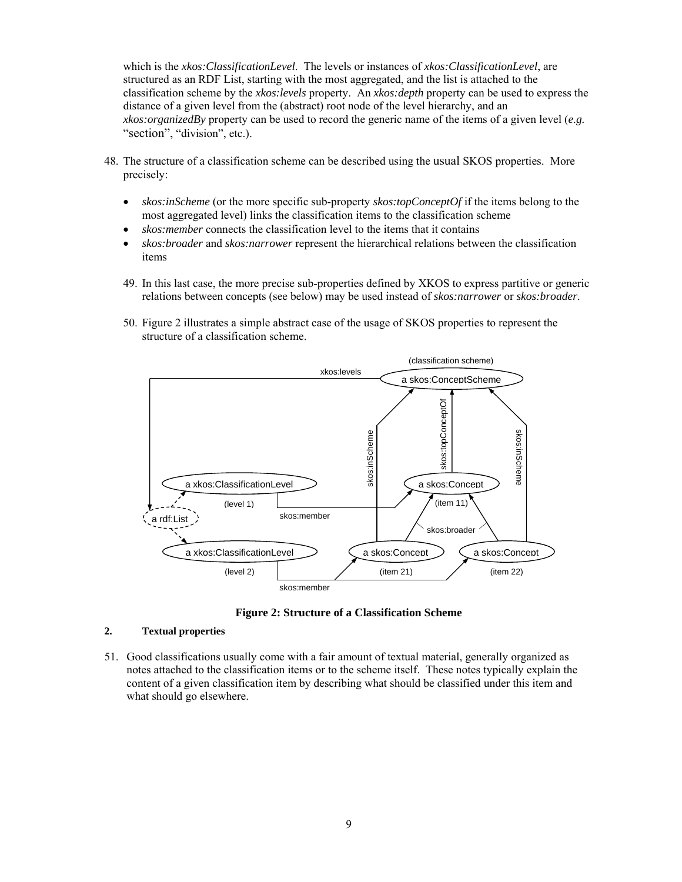which is the *xkos:ClassificationLevel*. The levels or instances of *xkos:ClassificationLevel*, are structured as an RDF List, starting with the most aggregated, and the list is attached to the classification scheme by the *xkos:levels* property. An *xkos:depth* property can be used to express the distance of a given level from the (abstract) root node of the level hierarchy, and an *xkos:organizedBy* property can be used to record the generic name of the items of a given level (*e.g.* "section", "division", etc.).

48. The structure of a classification scheme can be described using the usual SKOS properties. More precisely:

   - *skos:inScheme* (or the more specific sub-property *skos:topConceptOf* if the items belong to the most aggregated level) links the classification items to the classification scheme
   - *skos:member* connects the classification level to the items that it contains
   - *skos:broader* and *skos:narrower* represent the hierarchical relations between the classification items

49. In this last case, the more precise sub-properties defined by XKOS to express partitive or generic relations between concepts (see below) may be used instead of *skos:narrower* or *skos:broader*.

50. Figure 2 illustrates a simple abstract case of the usage of SKOS properties to represent the structure of a classification scheme.

(classification scheme)
xkos:levels
a skos:ConceptScheme
skos:inScheme
skos:topConceptOf
skos:inScheme
a xkos:ClassificationLevel
(level 1)
a skos:Concept
(item 11)
a rdf:List
skos:member
skos:broader
a xkos:ClassificationLevel
(level 2)
a skos:Concept
(item 21)
a skos:Concept
(item 22)
skos:member

**Figure 2: Structure of a Classification Scheme**

## 2. Textual properties

51. Good classifications usually come with a fair amount of textual material, generally organized as notes attached to the classification items or to the scheme itself. These notes typically explain the content of a given classification item by describing what should be classified under this item and what should go elsewhere.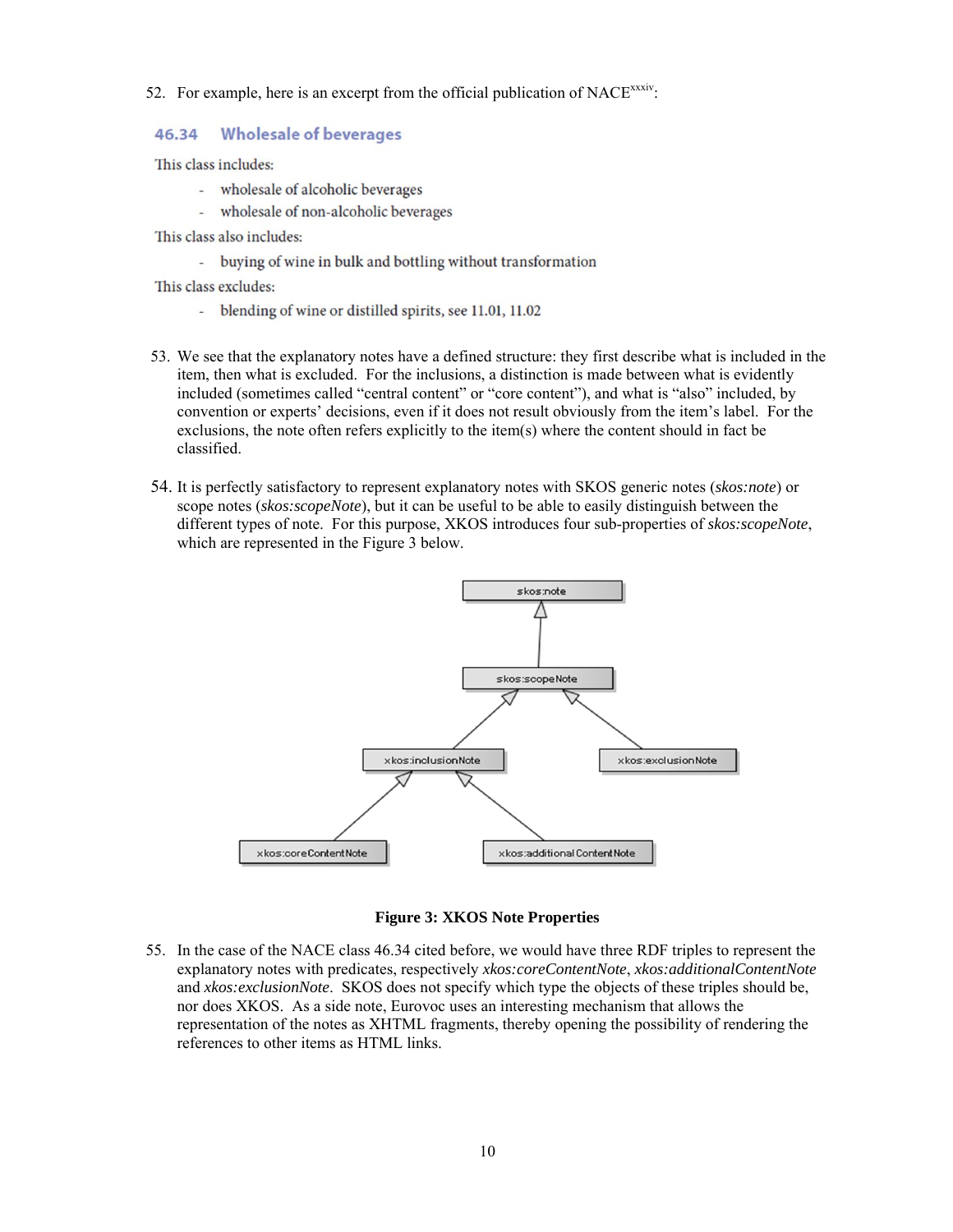52. For example, here is an excerpt from the official publication of NACE[xxxiv]:

### 46.34 Wholesale of beverages

This class includes:

- wholesale of alcoholic beverages
- wholesale of non-alcoholic beverages

This class also includes:

- buying of wine in bulk and bottling without transformation

This class excludes:

- blending of wine or distilled spirits, see 11.01, 11.02

53. We see that the explanatory notes have a defined structure: they first describe what is included in the item, then what is excluded. For the inclusions, a distinction is made between what is evidently included (sometimes called "central content" or "core content"), and what is "also" included, by convention or experts' decisions, even if it does not result obviously from the item's label. For the exclusions, the note often refers explicitly to the item(s) where the content should in fact be classified.

54. It is perfectly satisfactory to represent explanatory notes with SKOS generic notes (*skos:note*) or scope notes (*skos:scopeNote*), but it can be useful to be able to easily distinguish between the different types of note. For this purpose, XKOS introduces four sub-properties of *skos:scopeNote*, which are represented in the Figure 3 below.

skos:note

skos:scopeNote

xkos:inclusionNote

xkos:exclusionNote

xkos:coreContentNote

xkos:additionalContentNote

**Figure 3: XKOS Note Properties**

55. In the case of the NACE class 46.34 cited before, we would have three RDF triples to represent the explanatory notes with predicates, respectively *xkos:coreContentNote*, *xkos:additionalContentNote* and *xkos:exclusionNote*. SKOS does not specify which type the objects of these triples should be, nor does XKOS. As a side note, Eurovoc uses an interesting mechanism that allows the representation of the notes as XHTML fragments, thereby opening the possibility of rendering the references to other items as HTML links.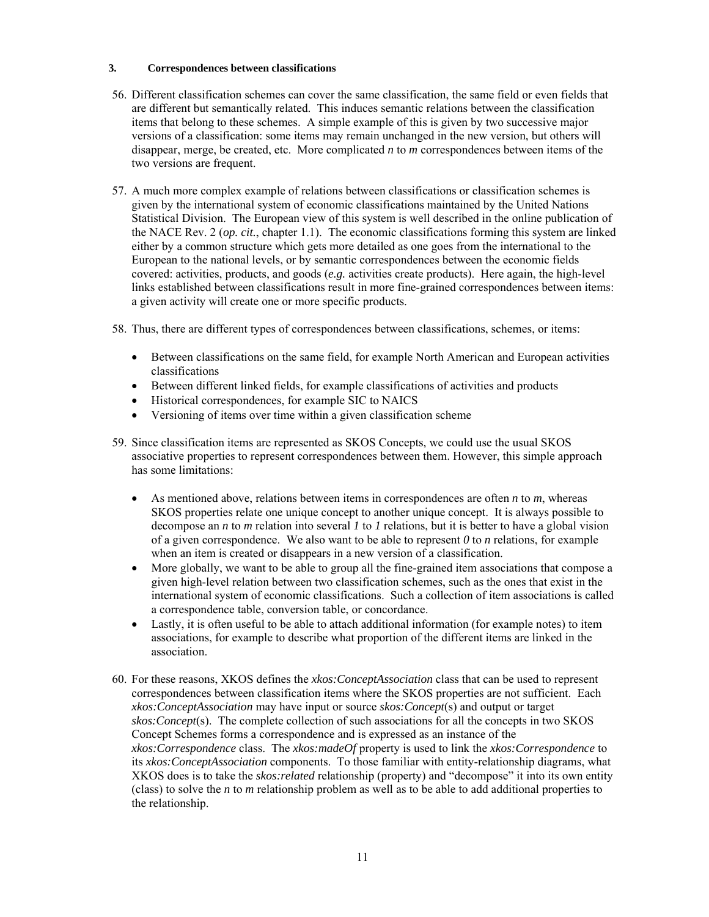### 3. Correspondences between classifications

56. Different classification schemes can cover the same classification, the same field or even fields that are different but semantically related. This induces semantic relations between the classification items that belong to these schemes. A simple example of this is given by two successive major versions of a classification: some items may remain unchanged in the new version, but others will disappear, merge, be created, etc. More complicated *n* to *m* correspondences between items of the two versions are frequent.

57. A much more complex example of relations between classifications or classification schemes is given by the international system of economic classifications maintained by the United Nations Statistical Division. The European view of this system is well described in the online publication of the NACE Rev. 2 (*op. cit.*, chapter 1.1). The economic classifications forming this system are linked either by a common structure which gets more detailed as one goes from the international to the European to the national levels, or by semantic correspondences between the economic fields covered: activities, products, and goods (*e.g.* activities create products). Here again, the high-level links established between classifications result in more fine-grained correspondences between items: a given activity will create one or more specific products.

58. Thus, there are different types of correspondences between classifications, schemes, or items:

    - Between classifications on the same field, for example North American and European activities classifications
    - Between different linked fields, for example classifications of activities and products
    - Historical correspondences, for example SIC to NAICS
    - Versioning of items over time within a given classification scheme

59. Since classification items are represented as SKOS Concepts, we could use the usual SKOS associative properties to represent correspondences between them. However, this simple approach has some limitations:

    - As mentioned above, relations between items in correspondences are often *n* to *m*, whereas SKOS properties relate one unique concept to another unique concept. It is always possible to decompose an *n* to *m* relation into several *1* to *1* relations, but it is better to have a global vision of a given correspondence. We also want to be able to represent *0* to *n* relations, for example when an item is created or disappears in a new version of a classification.
    - More globally, we want to be able to group all the fine-grained item associations that compose a given high-level relation between two classification schemes, such as the ones that exist in the international system of economic classifications. Such a collection of item associations is called a correspondence table, conversion table, or concordance.
    - Lastly, it is often useful to be able to attach additional information (for example notes) to item associations, for example to describe what proportion of the different items are linked in the association.

60. For these reasons, XKOS defines the *xkos:ConceptAssociation* class that can be used to represent correspondences between classification items where the SKOS properties are not sufficient. Each *xkos:ConceptAssociation* may have input or source *skos:Concept*(s) and output or target *skos:Concept*(s). The complete collection of such associations for all the concepts in two SKOS Concept Schemes forms a correspondence and is expressed as an instance of the *xkos:Correspondence* class. The *xkos:madeOf* property is used to link the *xkos:Correspondence* to its *xkos:ConceptAssociation* components. To those familiar with entity-relationship diagrams, what XKOS does is to take the *skos:related* relationship (property) and "decompose" it into its own entity (class) to solve the *n* to *m* relationship problem as well as to be able to add additional properties to the relationship.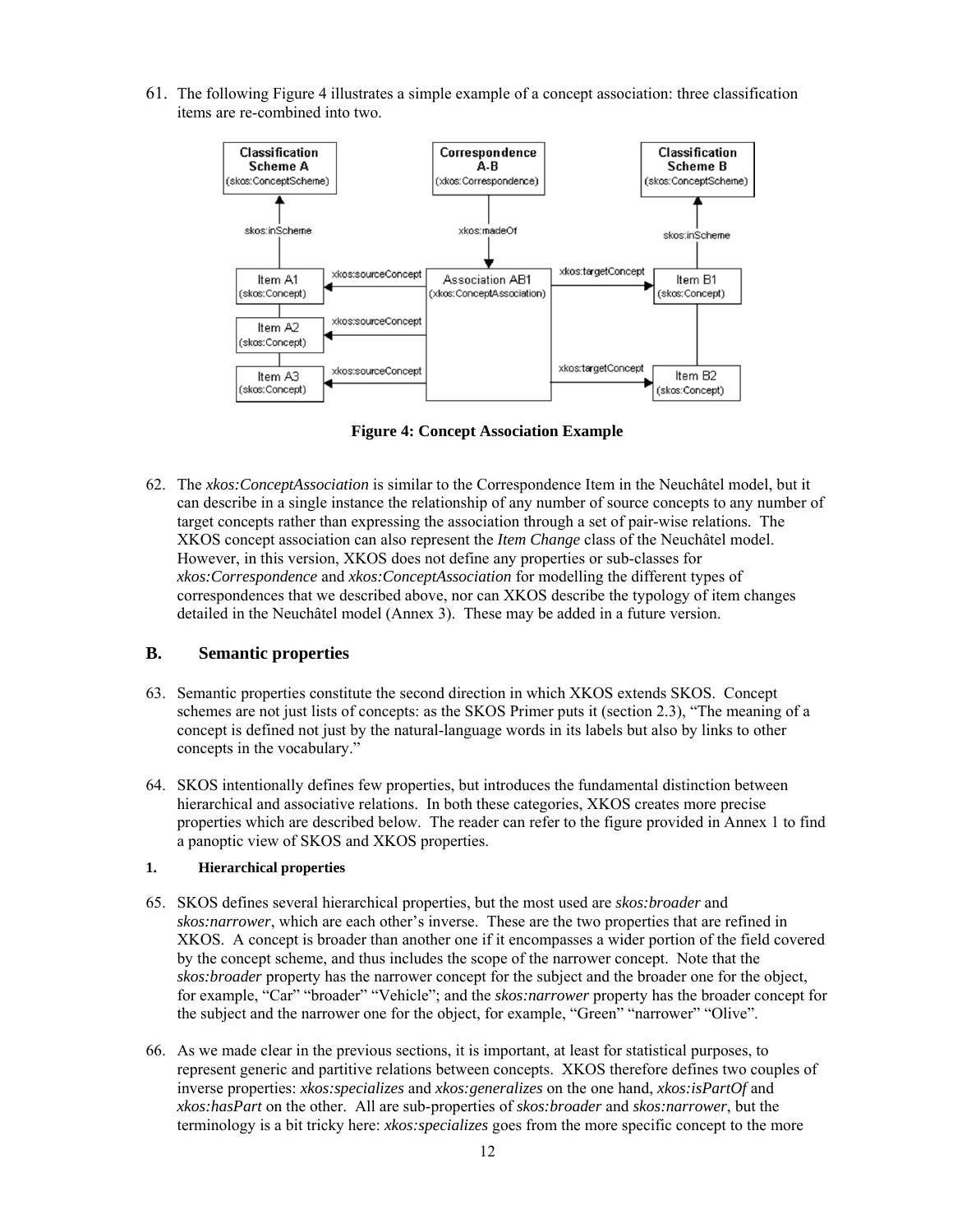61. The following Figure 4 illustrates a simple example of a concept association: three classification items are re-combined into two.

Classification Scheme A (skos:ConceptScheme)
Correspondence A-B (xkos:Correspondence)
Classification Scheme B (skos:ConceptScheme)
skos:inScheme
xkos:madeOf
skos:inScheme
Item A1 (skos:Concept)
xkos:sourceConcept
Association AB1 (xkos:ConceptAssociation)
xkos:targetConcept
Item B1 (skos:Concept)
Item A2 (skos:Concept)
xkos:sourceConcept
Item A3 (skos:Concept)
xkos:sourceConcept
xkos:targetConcept
Item B2 (skos:Concept)

**Figure 4: Concept Association Example**

62. The *xkos:ConceptAssociation* is similar to the Correspondence Item in the Neuchâtel model, but it can describe in a single instance the relationship of any number of source concepts to any number of target concepts rather than expressing the association through a set of pair-wise relations. The XKOS concept association can also represent the *Item Change* class of the Neuchâtel model. However, in this version, XKOS does not define any properties or sub-classes for *xkos:Correspondence* and *xkos:ConceptAssociation* for modelling the different types of correspondences that we described above, nor can XKOS describe the typology of item changes detailed in the Neuchâtel model (Annex 3). These may be added in a future version.

## B. Semantic properties

63. Semantic properties constitute the second direction in which XKOS extends SKOS. Concept schemes are not just lists of concepts: as the SKOS Primer puts it (section 2.3), "The meaning of a concept is defined not just by the natural-language words in its labels but also by links to other concepts in the vocabulary."

64. SKOS intentionally defines few properties, but introduces the fundamental distinction between hierarchical and associative relations. In both these categories, XKOS creates more precise properties which are described below. The reader can refer to the figure provided in Annex 1 to find a panoptic view of SKOS and XKOS properties.

### 1. Hierarchical properties

65. SKOS defines several hierarchical properties, but the most used are *skos:broader* and *skos:narrower*, which are each other's inverse. These are the two properties that are refined in XKOS. A concept is broader than another one if it encompasses a wider portion of the field covered by the concept scheme, and thus includes the scope of the narrower concept. Note that the *skos:broader* property has the narrower concept for the subject and the broader one for the object, for example, "Car" "broader" "Vehicle"; and the *skos:narrower* property has the broader concept for the subject and the narrower one for the object, for example, "Green" "narrower" "Olive".

66. As we made clear in the previous sections, it is important, at least for statistical purposes, to represent generic and partitive relations between concepts. XKOS therefore defines two couples of inverse properties: *xkos:specializes* and *xkos:generalizes* on the one hand, *xkos:isPartOf* and *xkos:hasPart* on the other. All are sub-properties of *skos:broader* and *skos:narrower*, but the terminology is a bit tricky here: *xkos:specializes* goes from the more specific concept to the more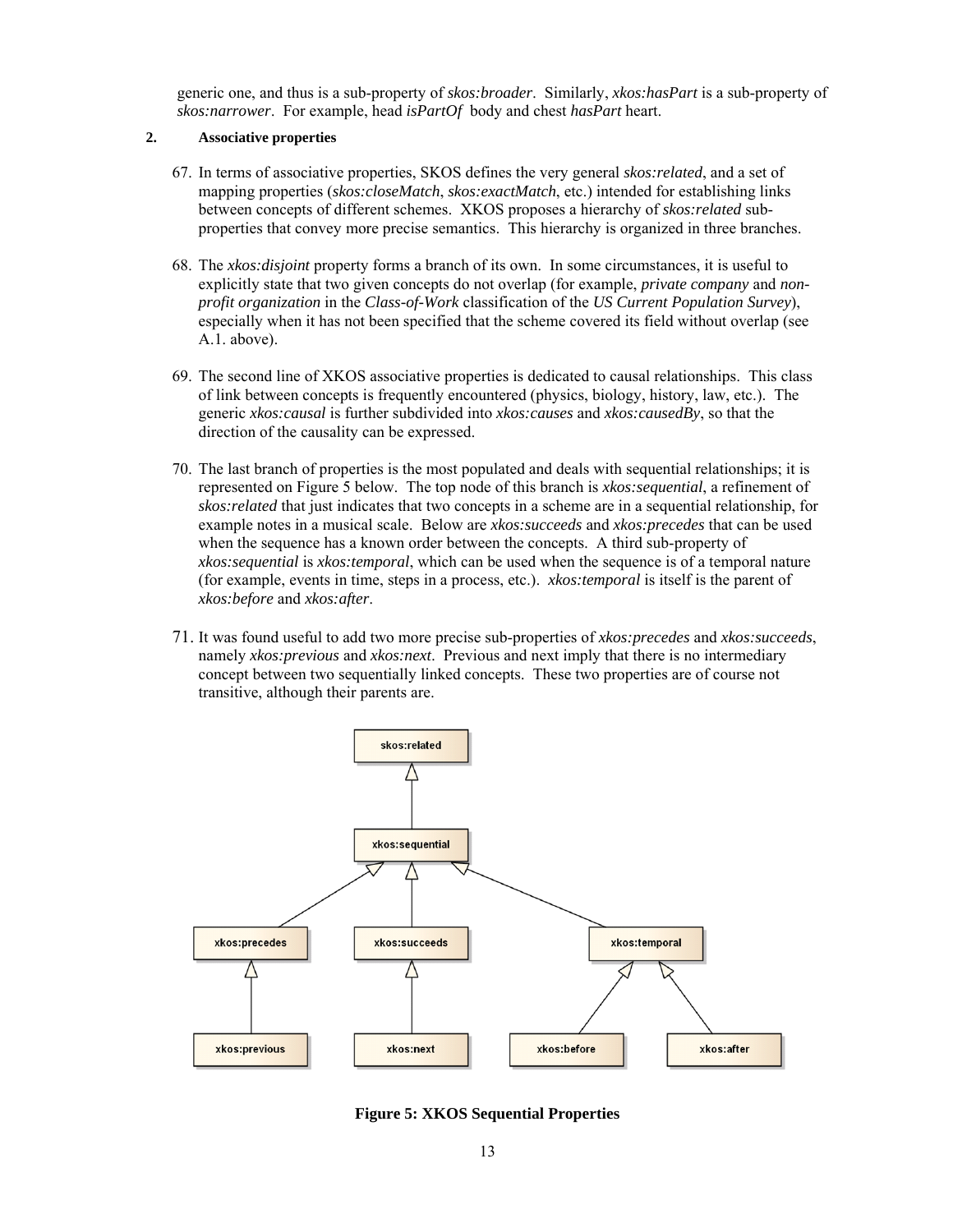generic one, and thus is a sub-property of *skos:broader*. Similarly, *xkos:hasPart* is a sub-property of *skos:narrower*. For example, head *isPartOf* body and chest *hasPart* heart.

**2. Associative properties**

67. In terms of associative properties, SKOS defines the very general *skos:related*, and a set of mapping properties (*skos:closeMatch*, *skos:exactMatch*, etc.) intended for establishing links between concepts of different schemes. XKOS proposes a hierarchy of *skos:related* sub-properties that convey more precise semantics. This hierarchy is organized in three branches.

68. The *xkos:disjoint* property forms a branch of its own. In some circumstances, it is useful to explicitly state that two given concepts do not overlap (for example, *private company* and *non-profit organization* in the *Class-of-Work* classification of the *US Current Population Survey*), especially when it has not been specified that the scheme covered its field without overlap (see A.1. above).

69. The second line of XKOS associative properties is dedicated to causal relationships. This class of link between concepts is frequently encountered (physics, biology, history, law, etc.). The generic *xkos:causal* is further subdivided into *xkos:causes* and *xkos:causedBy*, so that the direction of the causality can be expressed.

70. The last branch of properties is the most populated and deals with sequential relationships; it is represented on Figure 5 below. The top node of this branch is *xkos:sequential*, a refinement of *skos:related* that just indicates that two concepts in a scheme are in a sequential relationship, for example notes in a musical scale. Below are *xkos:succeeds* and *xkos:precedes* that can be used when the sequence has a known order between the concepts. A third sub-property of *xkos:sequential* is *xkos:temporal*, which can be used when the sequence is of a temporal nature (for example, events in time, steps in a process, etc.). *xkos:temporal* is itself is the parent of *xkos:before* and *xkos:after*.

71. It was found useful to add two more precise sub-properties of *xkos:precedes* and *xkos:succeeds*, namely *xkos:previous* and *xkos:next*. Previous and next imply that there is no intermediary concept between two sequentially linked concepts. These two properties are of course not transitive, although their parents are.

skos:related
xkos:sequential
xkos:precedes
xkos:succeeds
xkos:temporal
xkos:previous
xkos:next
xkos:before
xkos:after

**Figure 5: XKOS Sequential Properties**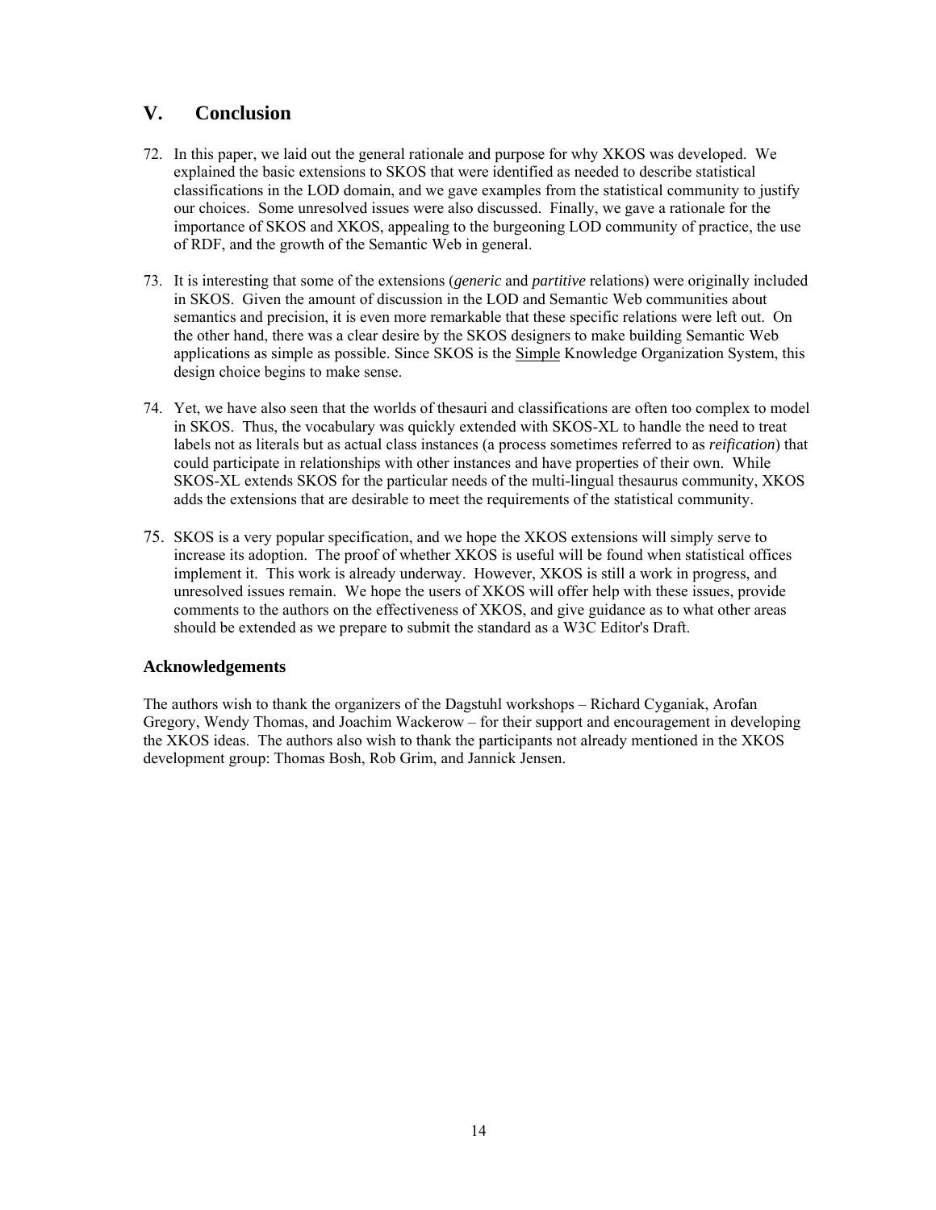## V. Conclusion

72. In this paper, we laid out the general rationale and purpose for why XKOS was developed. We explained the basic extensions to SKOS that were identified as needed to describe statistical classifications in the LOD domain, and we gave examples from the statistical community to justify our choices. Some unresolved issues were also discussed. Finally, we gave a rationale for the importance of SKOS and XKOS, appealing to the burgeoning LOD community of practice, the use of RDF, and the growth of the Semantic Web in general.

73. It is interesting that some of the extensions (*generic* and *partitive* relations) were originally included in SKOS. Given the amount of discussion in the LOD and Semantic Web communities about semantics and precision, it is even more remarkable that these specific relations were left out. On the other hand, there was a clear desire by the SKOS designers to make building Semantic Web applications as simple as possible. Since SKOS is the Simple Knowledge Organization System, this design choice begins to make sense.

74. Yet, we have also seen that the worlds of thesauri and classifications are often too complex to model in SKOS. Thus, the vocabulary was quickly extended with SKOS-XL to handle the need to treat labels not as literals but as actual class instances (a process sometimes referred to as *reification*) that could participate in relationships with other instances and have properties of their own. While SKOS-XL extends SKOS for the particular needs of the multi-lingual thesaurus community, XKOS adds the extensions that are desirable to meet the requirements of the statistical community.

75. SKOS is a very popular specification, and we hope the XKOS extensions will simply serve to increase its adoption. The proof of whether XKOS is useful will be found when statistical offices implement it. This work is already underway. However, XKOS is still a work in progress, and unresolved issues remain. We hope the users of XKOS will offer help with these issues, provide comments to the authors on the effectiveness of XKOS, and give guidance as to what other areas should be extended as we prepare to submit the standard as a W3C Editor's Draft.

### Acknowledgements

The authors wish to thank the organizers of the Dagstuhl workshops – Richard Cyganiak, Arofan Gregory, Wendy Thomas, and Joachim Wackerow – for their support and encouragement in developing the XKOS ideas. The authors also wish to thank the participants not already mentioned in the XKOS development group: Thomas Bosh, Rob Grim, and Jannick Jensen.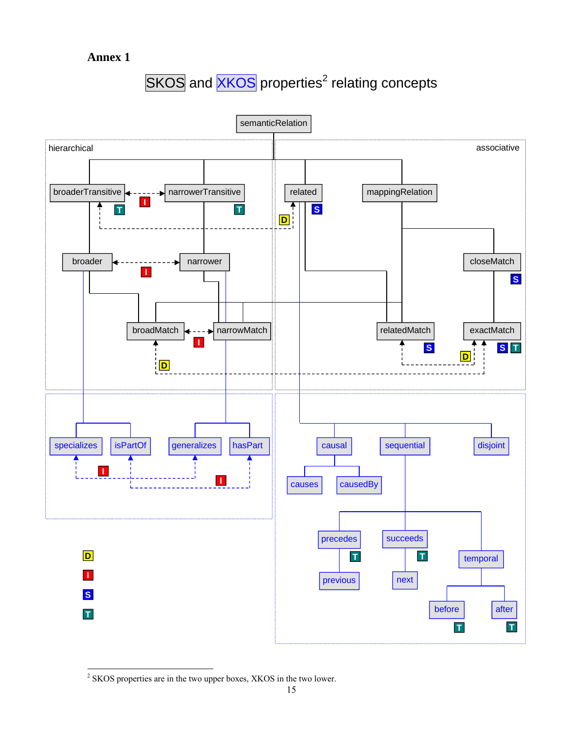# Annex 1

## SKOS and XKOS properties[2] relating concepts

semanticRelation

hierarchical

associative

broaderTransitive

narrowerTransitive

related

mappingRelation

T

I

T

S

D

broader

narrower

closeMatch

I

S

broadMatch

narrowMatch

relatedMatch

exactMatch

I

S

D

S T

D

specializes

isPartOf

generalizes

hasPart

I

I

causal

sequential

disjoint

causes

causedBy

precedes

succeeds

temporal

T

T

previous

next

before

after

T

T

D

I

S

T

---

[2] SKOS properties are in the two upper boxes, XKOS in the two lower.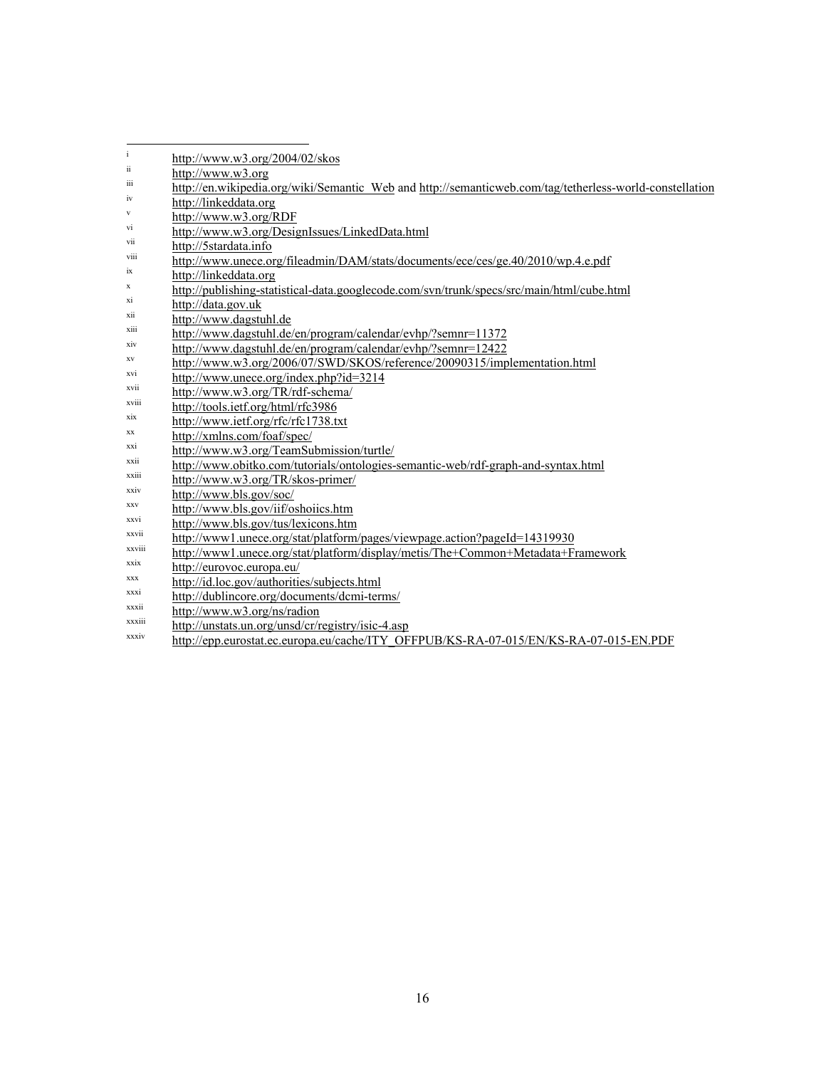[i] http://www.w3.org/2004/02/skos

[ii] http://www.w3.org

[iii] http://en.wikipedia.org/wiki/Semantic_Web and http://semanticweb.com/tag/tetherless-world-constellation

[iv] http://linkeddata.org

[v] http://www.w3.org/RDF

[vi] http://www.w3.org/DesignIssues/LinkedData.html

[vii] http://5stardata.info

[viii] http://www.unece.org/fileadmin/DAM/stats/documents/ece/ces/ge.40/2010/wp.4.e.pdf

[ix] http://linkeddata.org

[x] http://publishing-statistical-data.googlecode.com/svn/trunk/specs/src/main/html/cube.html

[xi] http://data.gov.uk

[xii] http://www.dagstuhl.de

[xiii] http://www.dagstuhl.de/en/program/calendar/evhp/?semnr=11372

[xiv] http://www.dagstuhl.de/en/program/calendar/evhp/?semnr=12422

[xv] http://www.w3.org/2006/07/SWD/SKOS/reference/20090315/implementation.html

[xvi] http://www.unece.org/index.php?id=3214

[xvii] http://www.w3.org/TR/rdf-schema/

[xviii] http://tools.ietf.org/html/rfc3986

[xix] http://www.ietf.org/rfc/rfc1738.txt

[xx] http://xmlns.com/foaf/spec/

[xxi] http://www.w3.org/TeamSubmission/turtle/

[xxii] http://www.obitko.com/tutorials/ontologies-semantic-web/rdf-graph-and-syntax.html

[xxiii] http://www.w3.org/TR/skos-primer/

[xxiv] http://www.bls.gov/soc/

[xxv] http://www.bls.gov/iif/oshoiics.htm

[xxvi] http://www.bls.gov/tus/lexicons.htm

[xxvii] http://www1.unece.org/stat/platform/pages/viewpage.action?pageId=14319930

[xxviii] http://www1.unece.org/stat/platform/display/metis/The+Common+Metadata+Framework

[xxix] http://eurovoc.europa.eu/

[xxx] http://id.loc.gov/authorities/subjects.html

[xxxi] http://dublincore.org/documents/dcmi-terms/

[xxxii] http://www.w3.org/ns/radion

[xxxiii] http://unstats.un.org/unsd/cr/registry/isic-4.asp

[xxxiv] http://epp.eurostat.ec.europa.eu/cache/ITY_OFFPUB/KS-RA-07-015/EN/KS-RA-07-015-EN.PDF